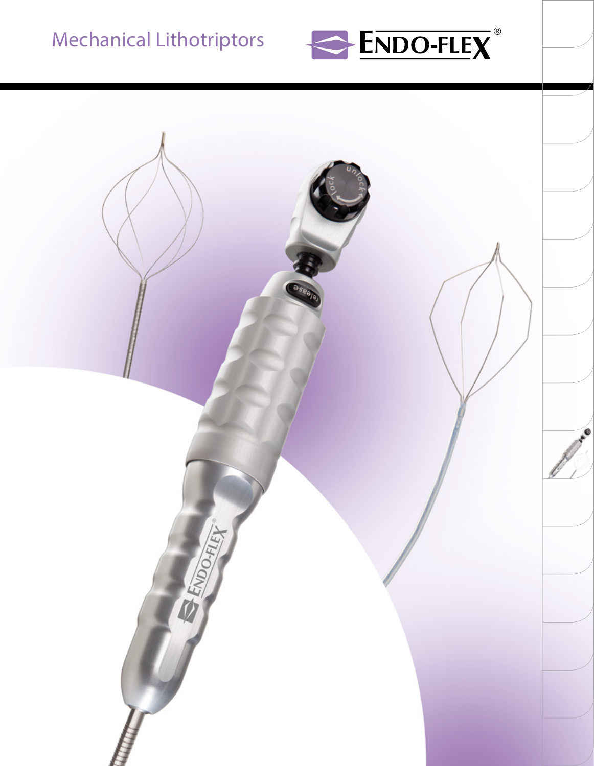# Mechanical Lithotriptors

ENDO-FLEX®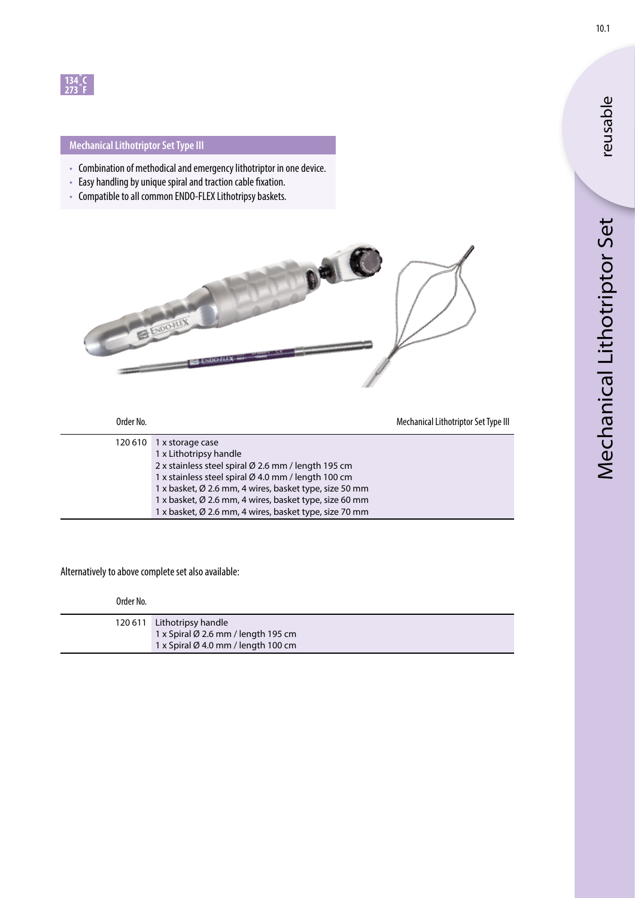134 °C
273 °F

## Mechanical Lithotriptor Set Type III

- Combination of methodical and emergency lithotriptor in one device.
- Easy handling by unique spiral and traction cable fixation.
- Compatible to all common ENDO-FLEX Lithotripsy baskets.

| Order No. | Mechanical Lithotriptor Set Type III |
|---|---|
| 120 610 | 1 x storage case<br>1 x Lithotripsy handle<br>2 x stainless steel spiral Ø 2.6 mm / length 195 cm<br>1 x stainless steel spiral Ø 4.0 mm / length 100 cm<br>1 x basket, Ø 2.6 mm, 4 wires, basket type, size 50 mm<br>1 x basket, Ø 2.6 mm, 4 wires, basket type, size 60 mm<br>1 x basket, Ø 2.6 mm, 4 wires, basket type, size 70 mm |

Alternatively to above complete set also available:

| Order No. | |
|---|---|
| 120 611 | Lithotripsy handle<br>1 x Spiral Ø 2.6 mm / length 195 cm<br>1 x Spiral Ø 4.0 mm / length 100 cm |

reusable

Mechanical Lithotriptor Set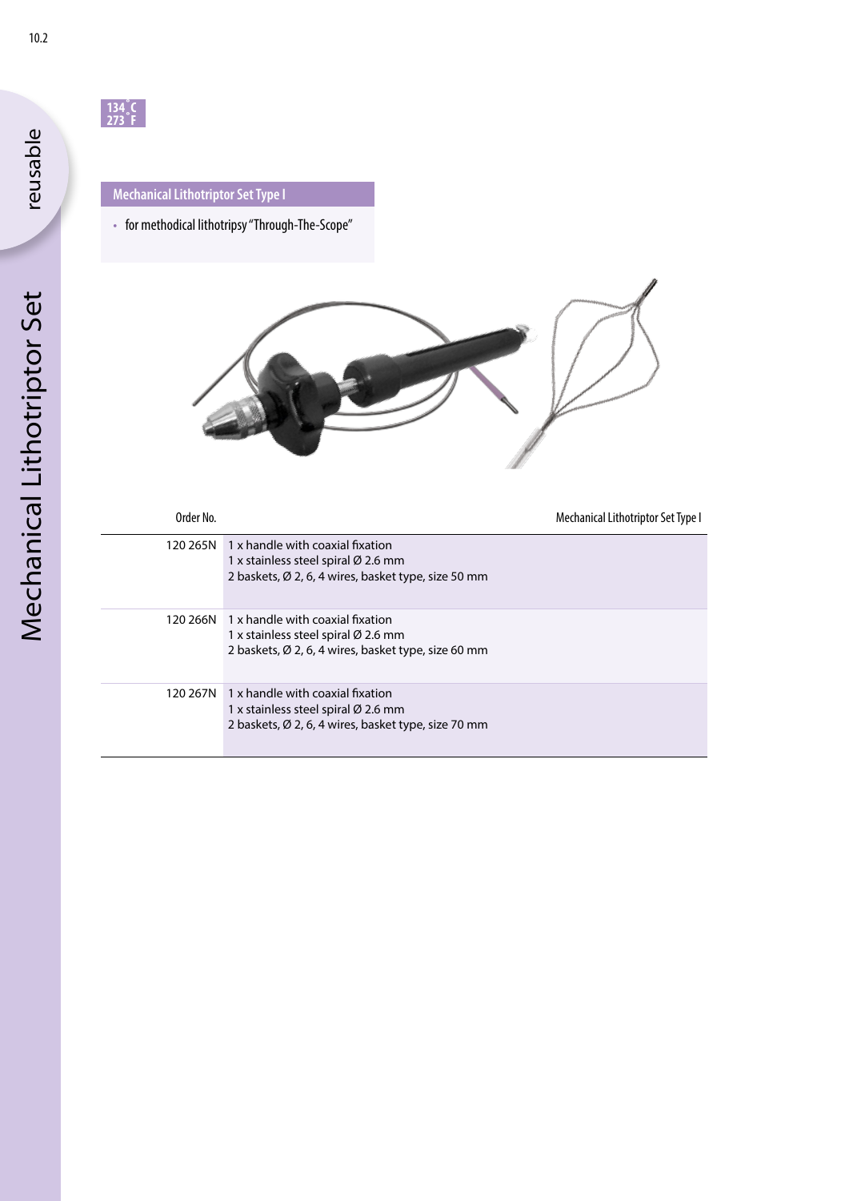reusable

Mechanical Lithotriptor Set

134 °C
273 °F

## Mechanical Lithotriptor Set Type I

- for methodical lithotripsy "Through-The-Scope"

| Order No. | Mechanical Lithotriptor Set Type I |
|---|---|
| 120 265N | 1 x handle with coaxial fixation<br>1 x stainless steel spiral Ø 2.6 mm<br>2 baskets, Ø 2, 6, 4 wires, basket type, size 50 mm |
| 120 266N | 1 x handle with coaxial fixation<br>1 x stainless steel spiral Ø 2.6 mm<br>2 baskets, Ø 2, 6, 4 wires, basket type, size 60 mm |
| 120 267N | 1 x handle with coaxial fixation<br>1 x stainless steel spiral Ø 2.6 mm<br>2 baskets, Ø 2, 6, 4 wires, basket type, size 70 mm |